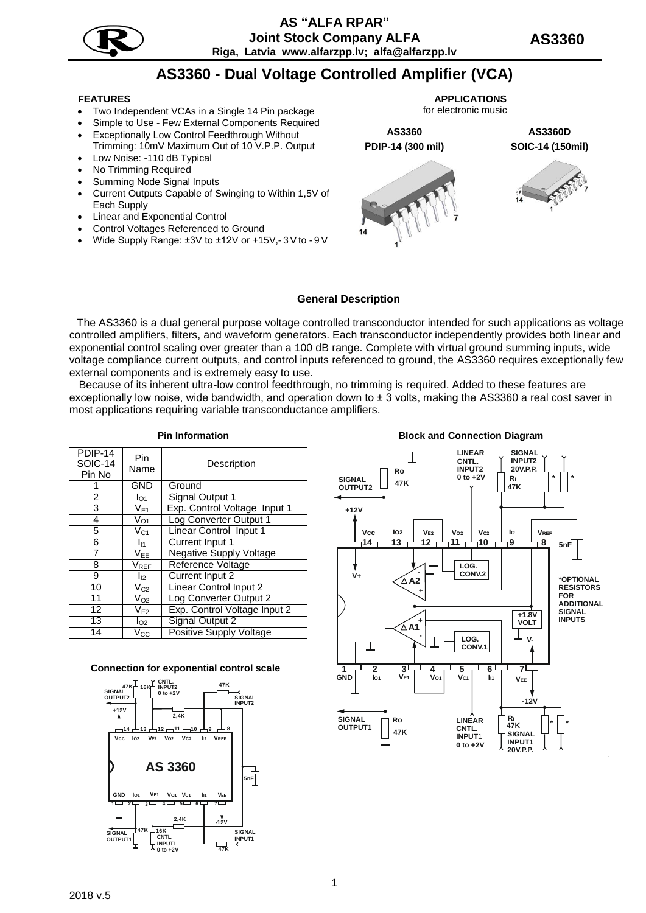# AS "ALFA RPAR"

**Joint Stock Company ALFA**

**Riga, Latvia www.alfarzpp.lv; alfa@alfarzpp.lv**

**AS3360**

# AS3360 - Dual Voltage Controlled Amplifier (VCA)

## FEATURES

- Two Independent VCAs in a Single 14 Pin package
- Simple to Use - Few External Components Required
- Exceptionally Low Control Feedthrough Without Trimming: 10mV Maximum Out of 10 V.P.P. Output
- Low Noise: -110 dB Typical
- No Trimming Required
- Summing Node Signal Inputs
- Current Outputs Capable of Swinging to Within 1,5V of Each Supply
- Linear and Exponential Control
- Control Voltages Referenced to Ground
- Wide Supply Range: ±3V to ±12V or +15V,- 3 V to - 9 V

## APPLICATIONS

for electronic music

| AS3360 | AS3360D |
|---|---|
| PDIP-14 (300 mil) | SOIC-14 (150mil) |

## General Description

The AS3360 is a dual general purpose voltage controlled transconductor intended for such applications as voltage controlled amplifiers, filters, and waveform generators. Each transconductor independently provides both linear and exponential control scaling over greater than a 100 dB range. Complete with virtual ground summing inputs, wide voltage compliance current outputs, and control inputs referenced to ground, the AS3360 requires exceptionally few external components and is extremely easy to use.

Because of its inherent ultra-low control feedthrough, no trimming is required. Added to these features are exceptionally low noise, wide bandwidth, and operation down to ± 3 volts, making the AS3360 a real cost saver in most applications requiring variable transconductance amplifiers.

### Pin Information

| PDIP-14 SOIC-14 Pin No | Pin Name | Description |
|---|---|---|
| 1 | GND | Ground |
| 2 | $I_{O1}$ | Signal Output 1 |
| 3 | $V_{E1}$ | Exp. Control Voltage Input 1 |
| 4 | $V_{O1}$ | Log Converter Output 1 |
| 5 | $V_{C1}$ | Linear Control Input 1 |
| 6 | $I_{I1}$ | Current Input 1 |
| 7 | $V_{EE}$ | Negative Supply Voltage |
| 8 | $V_{REF}$ | Reference Voltage |
| 9 | $I_{I2}$ | Current Input 2 |
| 10 | $V_{C2}$ | Linear Control Input 2 |
| 11 | $V_{O2}$ | Log Converter Output 2 |
| 12 | $V_{E2}$ | Exp. Control Voltage Input 2 |
| 13 | $I_{O2}$ | Signal Output 2 |
| 14 | $V_{CC}$ | Positive Supply Voltage |

### Block and Connection Diagram

*OPTIONAL RESISTORS FOR ADDITIONAL SIGNAL INPUTS

### Connection for exponential control scale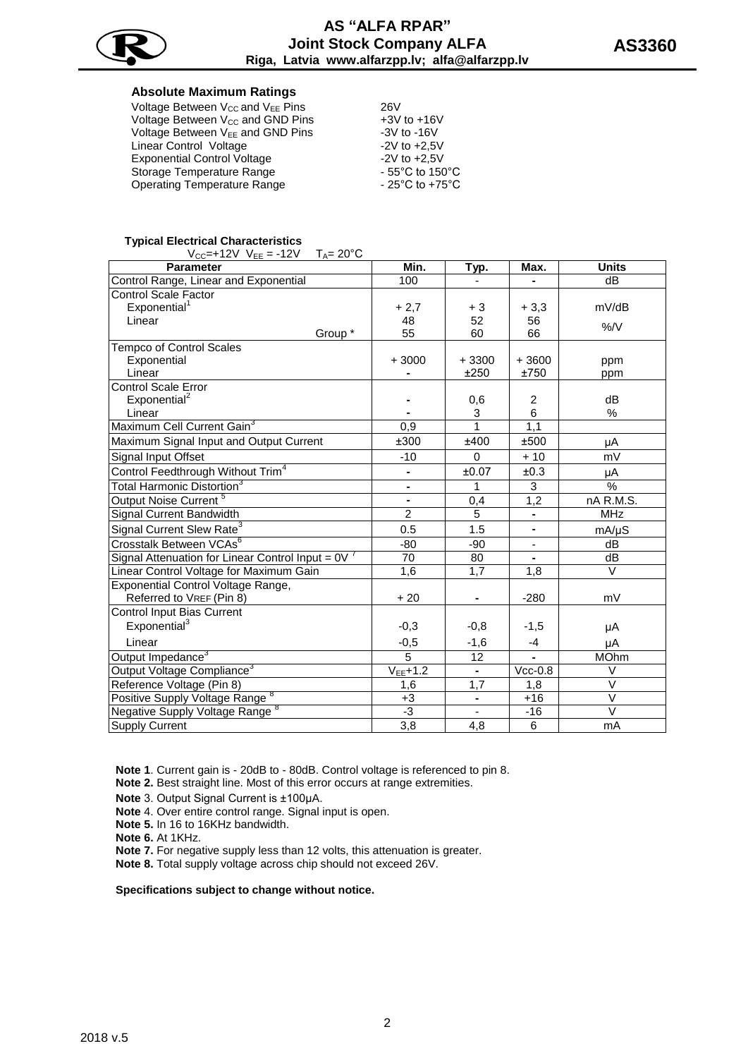### Absolute Maximum Ratings

| | |
|---|---|
| Voltage Between $V_{CC}$ and $V_{EE}$ Pins | 26V |
| Voltage Between $V_{CC}$ and GND Pins | +3V to +16V |
| Voltage Between $V_{EE}$ and GND Pins | -3V to -16V |
| Linear Control Voltage | -2V to +2,5V |
| Exponential Control Voltage | -2V to +2,5V |
| Storage Temperature Range | - 55°C to 150°C |
| Operating Temperature Range | - 25°C to +75°C |

### Typical Electrical Characteristics

$V_{CC}$=+12V $V_{EE}$ = -12V $T_A$= 20°C

| Parameter | Min. | Typ. | Max. | Units |
|---|---|---|---|---|
| Control Range, Linear and Exponential | 100 | - | - | dB |
| Control Scale Factor | | | | |
| Exponential[1] | + 2,7 | + 3 | + 3,3 | mV/dB |
| Linear | 48 | 52 | 56 | %/V |
| Group * | 55 | 60 | 66 | %/V |
| Tempco of Control Scales | | | | |
| Exponential | + 3000 | + 3300 | + 3600 | ppm |
| Linear | - | ±250 | ±750 | ppm |
| Control Scale Error | | | | |
| Exponential[2] | - | 0,6 | 2 | dB |
| Linear | - | 3 | 6 | % |
| Maximum Cell Current Gain[3] | 0,9 | 1 | 1,1 | |
| Maximum Signal Input and Output Current | ±300 | ±400 | ±500 | µA |
| Signal Input Offset | -10 | 0 | + 10 | mV |
| Control Feedthrough Without Trim[4] | - | ±0.07 | ±0.3 | µA |
| Total Harmonic Distortion[3] | - | 1 | 3 | % |
| Output Noise Current [5] | - | 0,4 | 1,2 | nA R.M.S. |
| Signal Current Bandwidth | 2 | 5 | - | MHz |
| Signal Current Slew Rate[3] | 0.5 | 1.5 | - | mA/µS |
| Crosstalk Between VCAs[6] | -80 | -90 | - | dB |
| Signal Attenuation for Linear Control Input = 0V [7] | 70 | 80 | - | dB |
| Linear Control Voltage for Maximum Gain | 1,6 | 1,7 | 1,8 | V |
| Exponential Control Voltage Range, Referred to VREF (Pin 8) | + 20 | - | -280 | mV |
| Control Input Bias Current | | | | |
| Exponential[3] | -0,3 | -0,8 | -1,5 | µA |
| Linear | -0,5 | -1,6 | -4 | µA |
| Output Impedance[3] | 5 | 12 | - | MOhm |
| Output Voltage Compliance[3] | $V_{EE}$+1.2 | - | Vcc-0.8 | V |
| Reference Voltage (Pin 8) | 1,6 | 1,7 | 1,8 | V |
| Positive Supply Voltage Range [8] | +3 | - | +16 | V |
| Negative Supply Voltage Range [8] | -3 | - | -16 | V |
| Supply Current | 3,8 | 4,8 | 6 | mA |

**Note 1**. Current gain is - 20dB to - 80dB. Control voltage is referenced to pin 8.

**Note 2.** Best straight line. Most of this error occurs at range extremities.

**Note** 3. Output Signal Current is ±100µA.

**Note** 4. Over entire control range. Signal input is open.

**Note 5.** In 16 to 16KHz bandwidth.

**Note 6.** At 1KHz.

**Note 7.** For negative supply less than 12 volts, this attenuation is greater.

**Note 8.** Total supply voltage across chip should not exceed 26V.

**Specifications subject to change without notice.**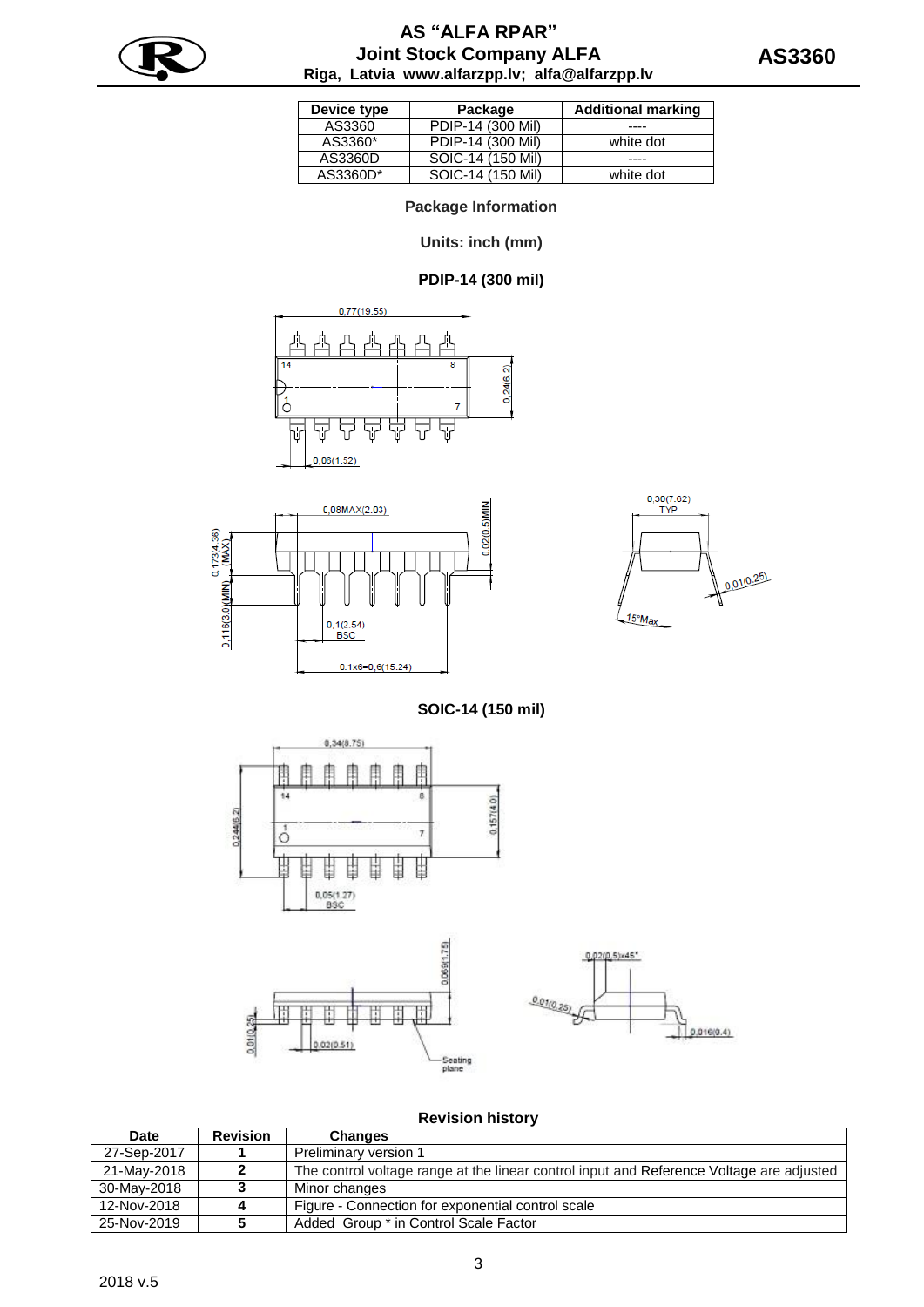| Device type | Package | Additional marking |
|---|---|---|
| AS3360 | PDIP-14 (300 Mil) | ---- |
| AS3360* | PDIP-14 (300 Mil) | white dot |
| AS3360D | SOIC-14 (150 Mil) | ---- |
| AS3360D* | SOIC-14 (150 Mil) | white dot |

**Package Information**

**Units: inch (mm)**

**PDIP-14 (300 mil)**

0,77(19.55)
14
8
1
7
0,24(6.2)
0,06(1.52)
0,08MAX(2.03)
0,02(0.5)MIN
0,173(4.36) (MAX)
0,116(3.0)(MIN)
0,1(2.54) BSC
0.1x6=0,6(15.24)
0,30(7.62) TYP
0,01(0.25)
15°Max

**SOIC-14 (150 mil)**

0,34(8.75)
14
8
1
7
0,244(6.2)
0,157(4.0)
0,05(1.27) BSC
0,069(1.75)
0,01(0.25)
0,02(0.51)
Seating plane
0,02(0.5)x45°
0,01(0.25)
0,016(0.4)

**Revision history**

| Date | Revision | Changes |
|---|---|---|
| 27-Sep-2017 | 1 | Preliminary version 1 |
| 21-May-2018 | 2 | The control voltage range at the linear control input and Reference Voltage are adjusted |
| 30-May-2018 | 3 | Minor changes |
| 12-Nov-2018 | 4 | Figure - Connection for exponential control scale |
| 25-Nov-2019 | 5 | Added Group * in Control Scale Factor |

2018 v.5